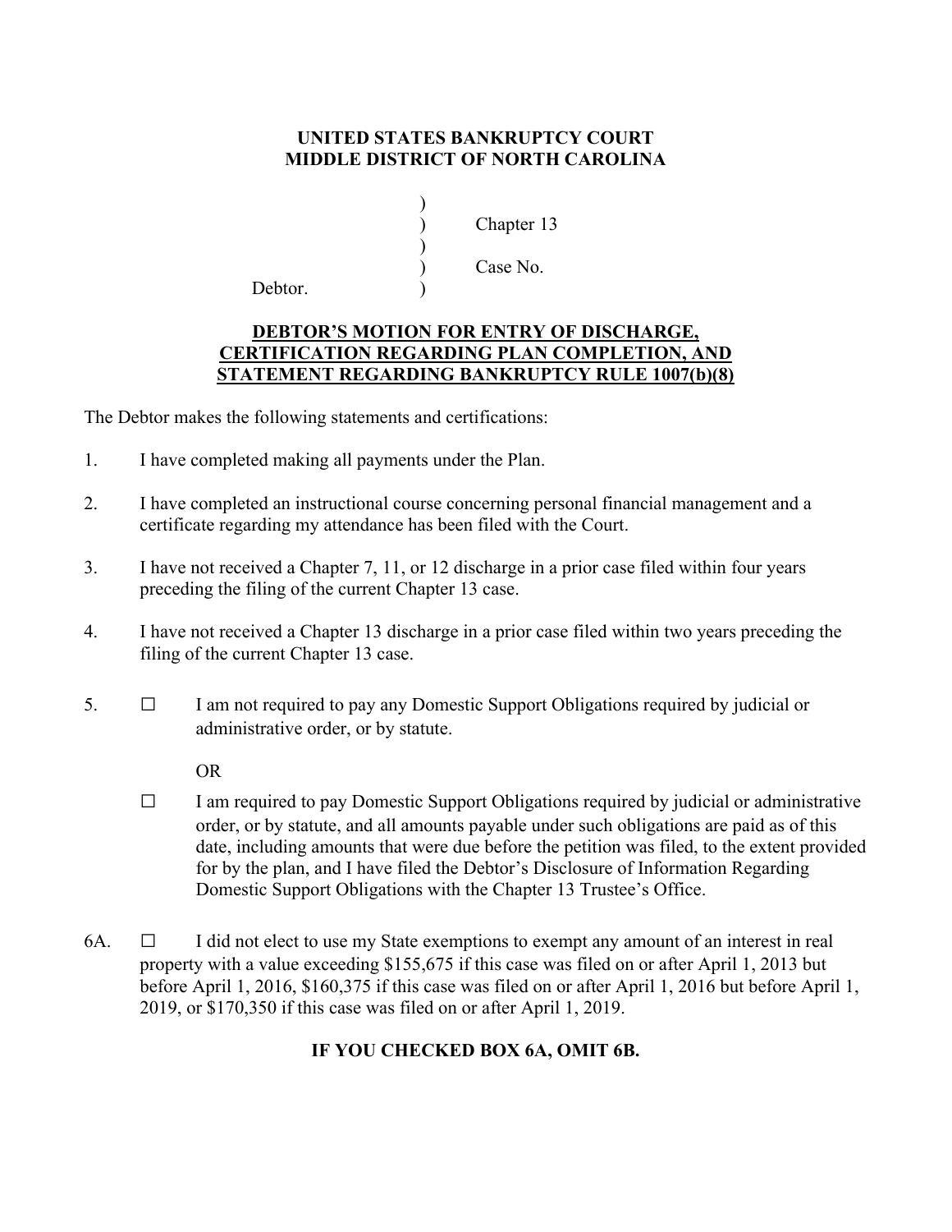**UNITED STATES BANKRUPTCY COURT**
**MIDDLE DISTRICT OF NORTH CAROLINA**

```
                    )
                    )     Chapter 13
                    )
                    )     Case No.
Debtor.             )
```

**DEBTOR'S MOTION FOR ENTRY OF DISCHARGE, CERTIFICATION REGARDING PLAN COMPLETION, AND STATEMENT REGARDING BANKRUPTCY RULE 1007(b)(8)**

The Debtor makes the following statements and certifications:

1. I have completed making all payments under the Plan.

2. I have completed an instructional course concerning personal financial management and a certificate regarding my attendance has been filed with the Court.

3. I have not received a Chapter 7, 11, or 12 discharge in a prior case filed within four years preceding the filing of the current Chapter 13 case.

4. I have not received a Chapter 13 discharge in a prior case filed within two years preceding the filing of the current Chapter 13 case.

5. ☐ I am not required to pay any Domestic Support Obligations required by judicial or administrative order, or by statute.

   OR

   ☐ I am required to pay Domestic Support Obligations required by judicial or administrative order, or by statute, and all amounts payable under such obligations are paid as of this date, including amounts that were due before the petition was filed, to the extent provided for by the plan, and I have filed the Debtor's Disclosure of Information Regarding Domestic Support Obligations with the Chapter 13 Trustee's Office.

6A. ☐ I did not elect to use my State exemptions to exempt any amount of an interest in real property with a value exceeding $155,675 if this case was filed on or after April 1, 2013 but before April 1, 2016, $160,375 if this case was filed on or after April 1, 2016 but before April 1, 2019, or $170,350 if this case was filed on or after April 1, 2019.

**IF YOU CHECKED BOX 6A, OMIT 6B.**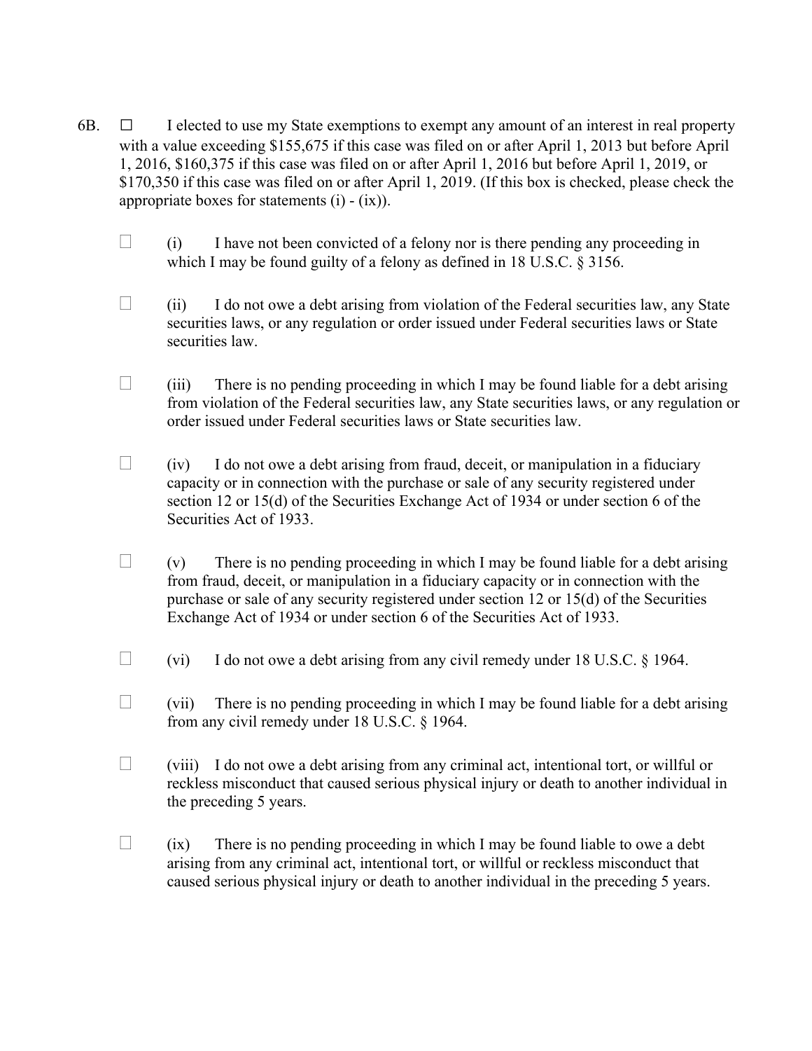6B. ☐ I elected to use my State exemptions to exempt any amount of an interest in real property with a value exceeding $155,675 if this case was filed on or after April 1, 2013 but before April 1, 2016, $160,375 if this case was filed on or after April 1, 2016 but before April 1, 2019, or $170,350 if this case was filed on or after April 1, 2019. (If this box is checked, please check the appropriate boxes for statements (i) - (ix)).

☐ (i) I have not been convicted of a felony nor is there pending any proceeding in which I may be found guilty of a felony as defined in 18 U.S.C. § 3156.

☐ (ii) I do not owe a debt arising from violation of the Federal securities law, any State securities laws, or any regulation or order issued under Federal securities laws or State securities law.

☐ (iii) There is no pending proceeding in which I may be found liable for a debt arising from violation of the Federal securities law, any State securities laws, or any regulation or order issued under Federal securities laws or State securities law.

☐ (iv) I do not owe a debt arising from fraud, deceit, or manipulation in a fiduciary capacity or in connection with the purchase or sale of any security registered under section 12 or 15(d) of the Securities Exchange Act of 1934 or under section 6 of the Securities Act of 1933.

☐ (v) There is no pending proceeding in which I may be found liable for a debt arising from fraud, deceit, or manipulation in a fiduciary capacity or in connection with the purchase or sale of any security registered under section 12 or 15(d) of the Securities Exchange Act of 1934 or under section 6 of the Securities Act of 1933.

☐ (vi) I do not owe a debt arising from any civil remedy under 18 U.S.C. § 1964.

☐ (vii) There is no pending proceeding in which I may be found liable for a debt arising from any civil remedy under 18 U.S.C. § 1964.

☐ (viii) I do not owe a debt arising from any criminal act, intentional tort, or willful or reckless misconduct that caused serious physical injury or death to another individual in the preceding 5 years.

☐ (ix) There is no pending proceeding in which I may be found liable to owe a debt arising from any criminal act, intentional tort, or willful or reckless misconduct that caused serious physical injury or death to another individual in the preceding 5 years.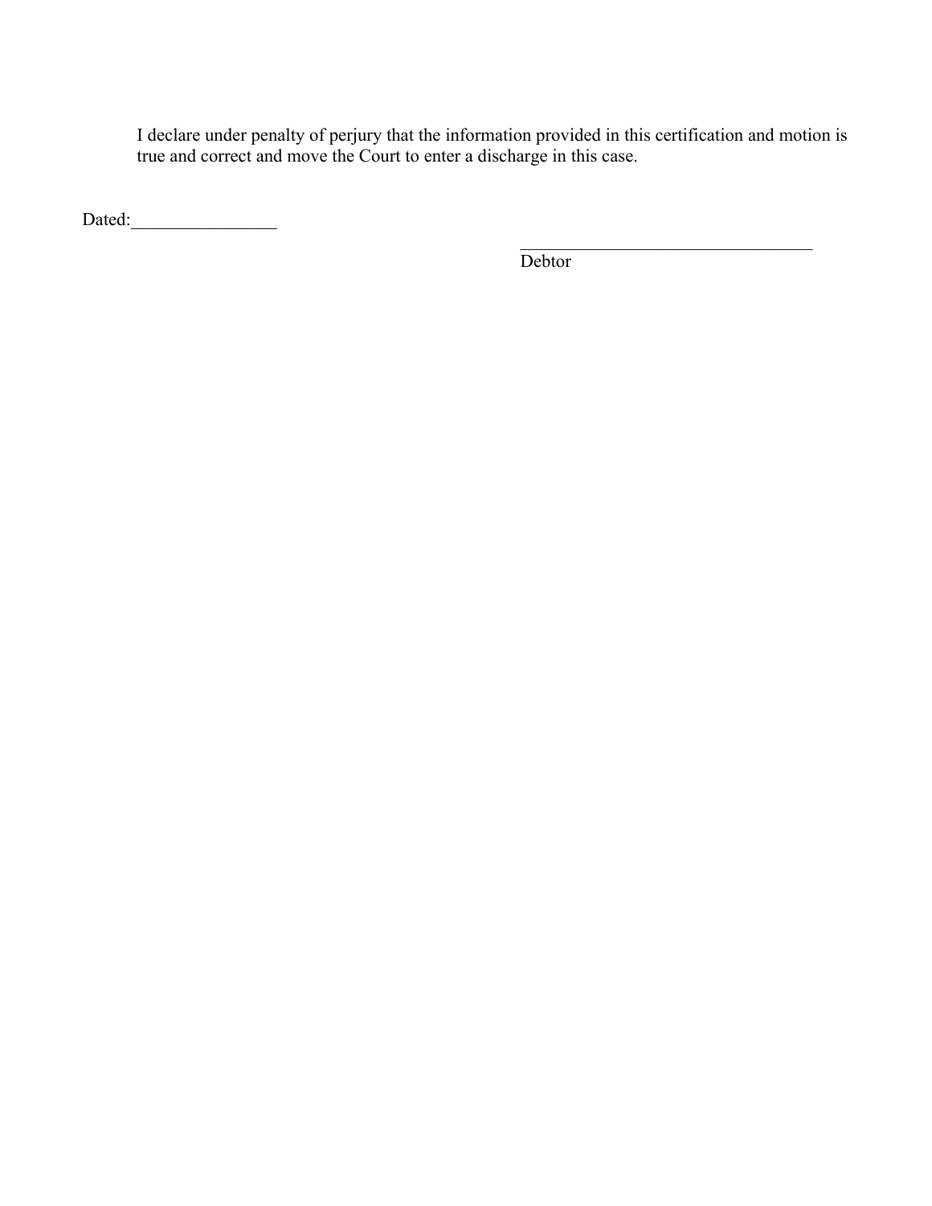I declare under penalty of perjury that the information provided in this certification and motion is true and correct and move the Court to enter a discharge in this case.

Dated:________________

__________________________________
Debtor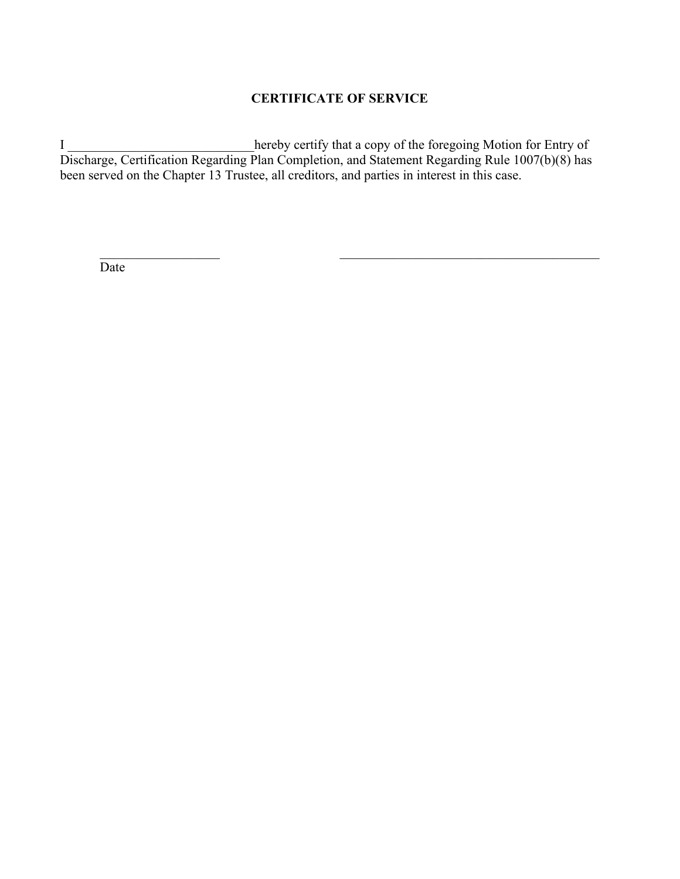**CERTIFICATE OF SERVICE**

I ____________________________hereby certify that a copy of the foregoing Motion for Entry of Discharge, Certification Regarding Plan Completion, and Statement Regarding Rule 1007(b)(8) has been served on the Chapter 13 Trustee, all creditors, and parties in interest in this case.

___________________ &nbsp;&nbsp;&nbsp;&nbsp;&nbsp;&nbsp;&nbsp;&nbsp; ________________________________________

Date